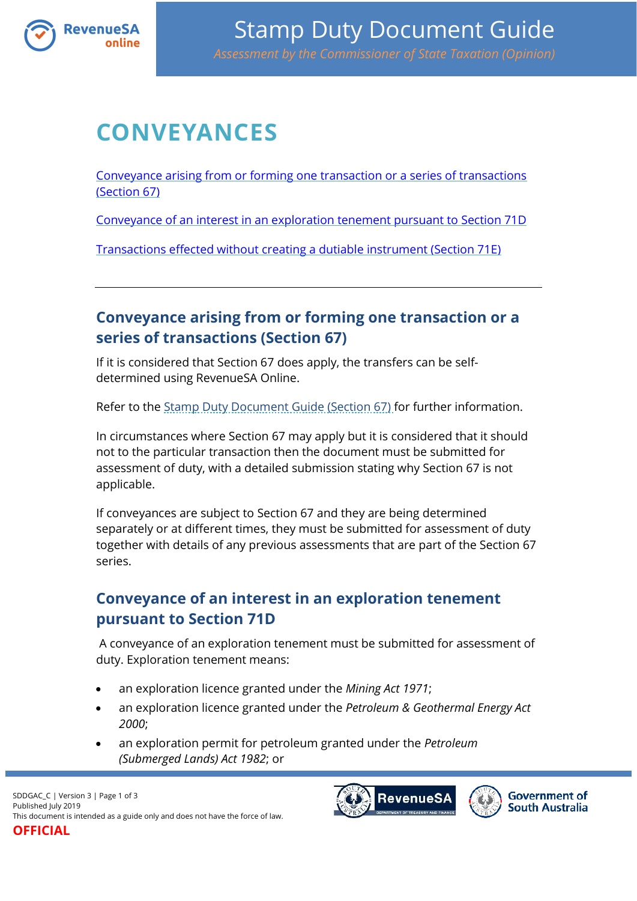# Stamp Duty Document Guide

*Assessment by the Commissioner of State Taxation (Opinion)*

# CONVEYANCES

[Conveyance arising from or forming one transaction or a series of transactions (Section 67)]

[Conveyance of an interest in an exploration tenement pursuant to Section 71D]

[Transactions effected without creating a dutiable instrument (Section 71E)]

---

## Conveyance arising from or forming one transaction or a series of transactions (Section 67)

If it is considered that Section 67 does apply, the transfers can be self-determined using RevenueSA Online.

Refer to the Stamp Duty Document Guide (Section 67) for further information.

In circumstances where Section 67 may apply but it is considered that it should not to the particular transaction then the document must be submitted for assessment of duty, with a detailed submission stating why Section 67 is not applicable.

If conveyances are subject to Section 67 and they are being determined separately or at different times, they must be submitted for assessment of duty together with details of any previous assessments that are part of the Section 67 series.

## Conveyance of an interest in an exploration tenement pursuant to Section 71D

A conveyance of an exploration tenement must be submitted for assessment of duty. Exploration tenement means:

- an exploration licence granted under the *Mining Act 1971*;
- an exploration licence granted under the *Petroleum & Geothermal Energy Act 2000*;
- an exploration permit for petroleum granted under the *Petroleum (Submerged Lands) Act 1982*; or

SDDGAC_C | Version 3
Published July 2019
This document is intended as a guide only and does not have the force of law.
OFFICIAL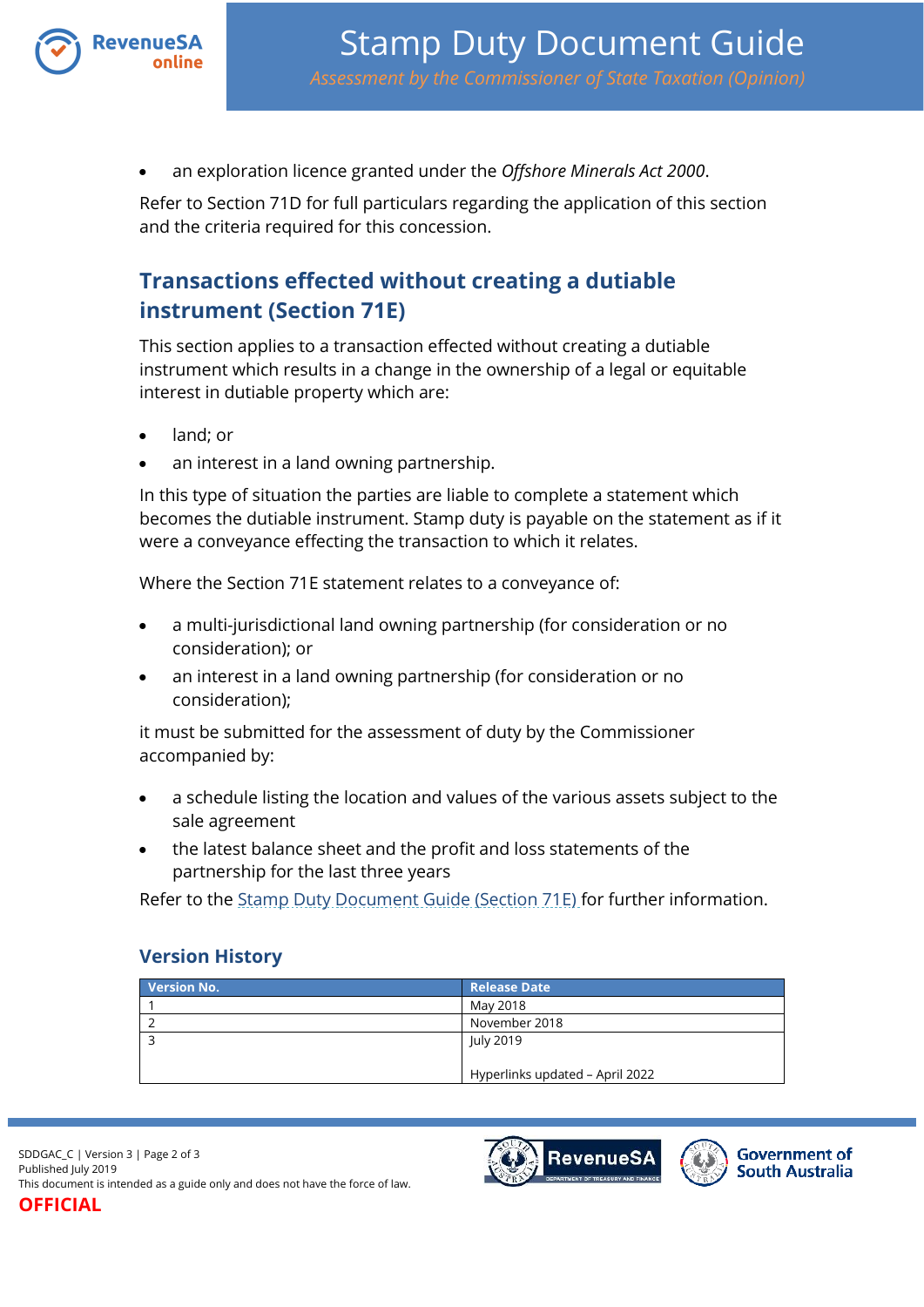- an exploration licence granted under the *Offshore Minerals Act 2000*.

Refer to Section 71D for full particulars regarding the application of this section and the criteria required for this concession.

## Transactions effected without creating a dutiable instrument (Section 71E)

This section applies to a transaction effected without creating a dutiable instrument which results in a change in the ownership of a legal or equitable interest in dutiable property which are:

- land; or
- an interest in a land owning partnership.

In this type of situation the parties are liable to complete a statement which becomes the dutiable instrument. Stamp duty is payable on the statement as if it were a conveyance effecting the transaction to which it relates.

Where the Section 71E statement relates to a conveyance of:

- a multi-jurisdictional land owning partnership (for consideration or no consideration); or
- an interest in a land owning partnership (for consideration or no consideration);

it must be submitted for the assessment of duty by the Commissioner accompanied by:

- a schedule listing the location and values of the various assets subject to the sale agreement
- the latest balance sheet and the profit and loss statements of the partnership for the last three years

Refer to the Stamp Duty Document Guide (Section 71E) for further information.

### Version History

| Version No. | Release Date |
| --- | --- |
| 1 | May 2018 |
| 2 | November 2018 |
| 3 | July 2019<br><br>Hyperlinks updated – April 2022 |

SDDGAC_C | Version 3
Published July 2019
This document is intended as a guide only and does not have the force of law.
OFFICIAL